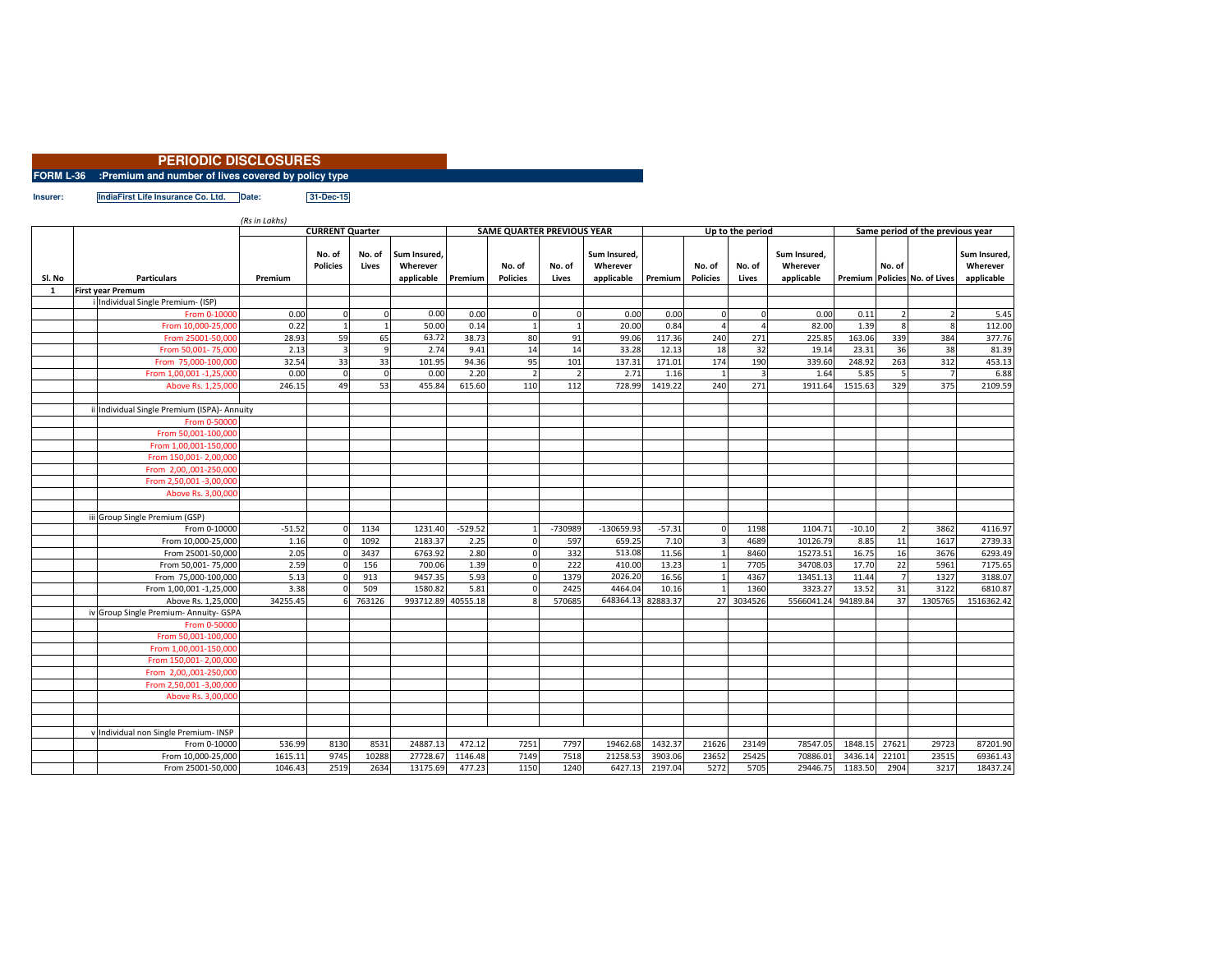# PERIODIC DISCLOSURES

**FORM L-36 :Premium and number of lives covered by policy type**

**Insurer:** IndiaFirst Life Insurance Co. Ltd. **Date:** 31-Dec-15

*(Rs in Lakhs)*

| Sl. No | | Particulars | CURRENT Quarter | | | | SAME QUARTER PREVIOUS YEAR | | | | Up to the period | | | | Same period of the previous year | | | |
|---|---|---|---|---|---|---|---|---|---|---|---|---|---|---|---|---|---|---|
| | | | Premium | No. of Policies | No. of Lives | Sum Insured, Wherever applicable | Premium | No. of Policies | No. of Lives | Sum Insured, Wherever applicable | Premium | No. of Policies | No. of Lives | Sum Insured, Wherever applicable | Premium | No. of Policies | No. of Lives | Sum Insured, Wherever applicable |
| 1 | First year Premum | | | | | | | | | | | | | | | | | |
| | i | Individual Single Premium- (ISP) | | | | | | | | | | | | | | | | |
| | | From 0-10000 | 0.00 | 0 | 0 | 0.00 | 0.00 | 0 | 0 | 0.00 | 0.00 | 0 | 0 | 0.00 | 0.11 | 2 | 2 | 5.45 |
| | | From 10,000-25,000 | 0.22 | 1 | 1 | 50.00 | 0.14 | 1 | 1 | 20.00 | 0.84 | 4 | 4 | 82.00 | 1.39 | 8 | 8 | 112.00 |
| | | From 25001-50,000 | 28.93 | 59 | 65 | 63.72 | 38.73 | 80 | 91 | 99.06 | 117.36 | 240 | 271 | 225.85 | 163.06 | 339 | 384 | 377.76 |
| | | From 50,001- 75,000 | 2.13 | 3 | 9 | 2.74 | 9.41 | 14 | 14 | 33.28 | 12.13 | 18 | 32 | 19.14 | 23.31 | 36 | 38 | 81.39 |
| | | From 75,000-100,000 | 32.54 | 33 | 33 | 101.95 | 94.36 | 95 | 101 | 137.31 | 171.01 | 174 | 190 | 339.60 | 248.92 | 263 | 312 | 453.13 |
| | | From 1,00,001 -1,25,000 | 0.00 | 0 | 0 | 0.00 | 2.20 | 2 | 2 | 2.71 | 1.16 | 1 | 3 | 1.64 | 5.85 | 5 | 7 | 6.88 |
| | | Above Rs. 1,25,000 | 246.15 | 49 | 53 | 455.84 | 615.60 | 110 | 112 | 728.99 | 1419.22 | 240 | 271 | 1911.64 | 1515.63 | 329 | 375 | 2109.59 |
| | | | | | | | | | | | | | | | | | | |
| | ii | Individual Single Premium (ISPA)- Annuity | | | | | | | | | | | | | | | | |
| | | From 0-50000 | | | | | | | | | | | | | | | | |
| | | From 50,001-100,000 | | | | | | | | | | | | | | | | |
| | | From 1,00,001-150,000 | | | | | | | | | | | | | | | | |
| | | From 150,001- 2,00,000 | | | | | | | | | | | | | | | | |
| | | From 2,00,,001-250,000 | | | | | | | | | | | | | | | | |
| | | From 2,50,001 -3,00,000 | | | | | | | | | | | | | | | | |
| | | Above Rs. 3,00,000 | | | | | | | | | | | | | | | | |
| | | | | | | | | | | | | | | | | | | |
| | iii | Group Single Premium (GSP) | | | | | | | | | | | | | | | | |
| | | From 0-10000 | -51.52 | 0 | 1134 | 1231.40 | -529.52 | 1 | -730989 | -130659.93 | -57.31 | 0 | 1198 | 1104.71 | -10.10 | 2 | 3862 | 4116.97 |
| | | From 10,000-25,000 | 1.16 | 0 | 1092 | 2183.37 | 2.25 | 0 | 597 | 659.25 | 7.10 | 3 | 4689 | 10126.79 | 8.85 | 11 | 1617 | 2739.33 |
| | | From 25001-50,000 | 2.05 | 0 | 3437 | 6763.92 | 2.80 | 0 | 332 | 513.08 | 11.56 | 1 | 8460 | 15273.51 | 16.75 | 16 | 3676 | 6293.49 |
| | | From 50,001- 75,000 | 2.59 | 0 | 156 | 700.06 | 1.39 | 0 | 222 | 410.00 | 13.23 | 1 | 7705 | 34708.03 | 17.70 | 22 | 5961 | 7175.65 |
| | | From 75,000-100,000 | 5.13 | 0 | 913 | 9457.35 | 5.93 | 0 | 1379 | 2026.20 | 16.56 | 1 | 4367 | 13451.13 | 11.44 | 7 | 1327 | 3188.07 |
| | | From 1,00,001 -1,25,000 | 3.38 | 0 | 509 | 1580.82 | 5.81 | 0 | 2425 | 4464.04 | 10.16 | 1 | 1360 | 3323.27 | 13.52 | 31 | 3122 | 6810.87 |
| | | Above Rs. 1,25,000 | 34255.45 | 6 | 763126 | 993712.89 | 40555.18 | 8 | 570685 | 648364.13 | 82883.37 | 27 | 3034526 | 5566041.24 | 94189.84 | 37 | 1305765 | 1516362.42 |
| | iv | Group Single Premium- Annuity- GSPA | | | | | | | | | | | | | | | | |
| | | From 0-50000 | | | | | | | | | | | | | | | | |
| | | From 50,001-100,000 | | | | | | | | | | | | | | | | |
| | | From 1,00,001-150,000 | | | | | | | | | | | | | | | | |
| | | From 150,001- 2,00,000 | | | | | | | | | | | | | | | | |
| | | From 2,00,,001-250,000 | | | | | | | | | | | | | | | | |
| | | From 2,50,001 -3,00,000 | | | | | | | | | | | | | | | | |
| | | Above Rs. 3,00,000 | | | | | | | | | | | | | | | | |
| | | | | | | | | | | | | | | | | | | |
| | | | | | | | | | | | | | | | | | | |
| | v | Individual non Single Premium- INSP | | | | | | | | | | | | | | | | |
| | | From 0-10000 | 536.99 | 8130 | 8531 | 24887.13 | 472.12 | 7251 | 7797 | 19462.68 | 1432.37 | 21626 | 23149 | 78547.05 | 1848.15 | 27621 | 29723 | 87201.90 |
| | | From 10,000-25,000 | 1615.11 | 9745 | 10288 | 27728.67 | 1146.48 | 7149 | 7518 | 21258.53 | 3903.06 | 23652 | 25425 | 70886.01 | 3436.14 | 22101 | 23515 | 69361.43 |
| | | From 25001-50,000 | 1046.43 | 2519 | 2634 | 13175.69 | 477.23 | 1150 | 1240 | 6427.13 | 2197.04 | 5272 | 5705 | 29446.75 | 1183.50 | 2904 | 3217 | 18437.24 |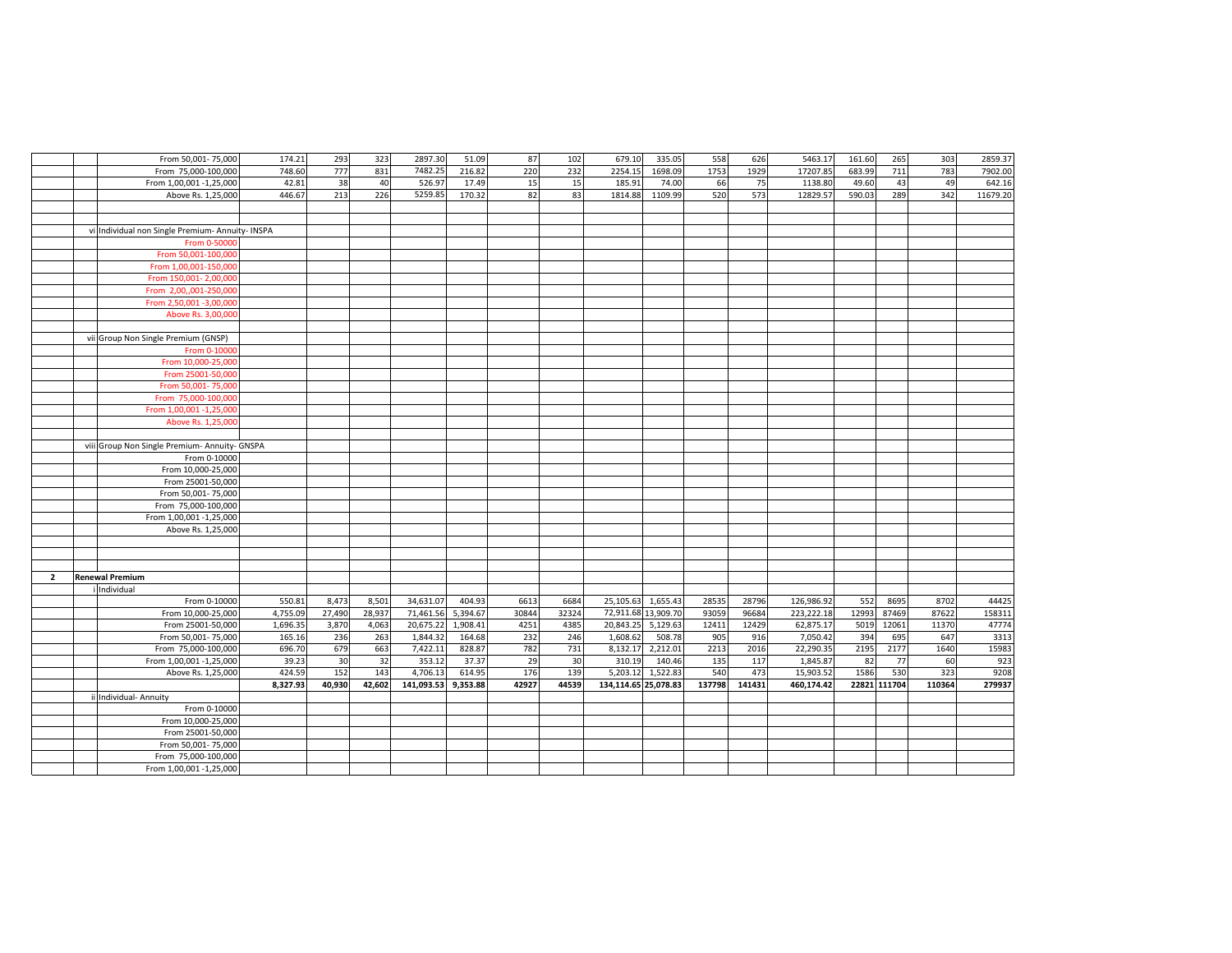| | | | | | | | | | | | | | | | | | | | |
|---|---|---|---|---|---|---|---|---|---|---|---|---|---|---|---|---|---|---|---|
| | | From 50,001- 75,000 | 174.21 | 293 | 323 | 2897.30 | 51.09 | 87 | 102 | 679.10 | 335.05 | 558 | 626 | 5463.17 | 161.60 | 265 | 303 | 2859.37 |
| | | From 75,000-100,000 | 748.60 | 777 | 831 | 7482.25 | 216.82 | 220 | 232 | 2254.15 | 1698.09 | 1753 | 1929 | 17207.85 | 683.99 | 711 | 783 | 7902.00 |
| | | From 1,00,001 -1,25,000 | 42.81 | 38 | 40 | 526.97 | 17.49 | 15 | 15 | 185.91 | 74.00 | 66 | 75 | 1138.80 | 49.60 | 43 | 49 | 642.16 |
| | | Above Rs. 1,25,000 | 446.67 | 213 | 226 | 5259.85 | 170.32 | 82 | 83 | 1814.88 | 1109.99 | 520 | 573 | 12829.57 | 590.03 | 289 | 342 | 11679.20 |
| | | | | | | | | | | | | | | | | | | |
| | | | | | | | | | | | | | | | | | | |
| | vi | Individual non Single Premium- Annuity- INSPA | | | | | | | | | | | | | | | | |
| | | From 0-50000 | | | | | | | | | | | | | | | | |
| | | From 50,001-100,000 | | | | | | | | | | | | | | | | |
| | | From 1,00,001-150,000 | | | | | | | | | | | | | | | | |
| | | From 150,001- 2,00,000 | | | | | | | | | | | | | | | | |
| | | From 2,00,,001-250,000 | | | | | | | | | | | | | | | | |
| | | From 2,50,001 -3,00,000 | | | | | | | | | | | | | | | | |
| | | Above Rs. 3,00,000 | | | | | | | | | | | | | | | | |
| | | | | | | | | | | | | | | | | | | |
| | vii | Group Non Single Premium (GNSP) | | | | | | | | | | | | | | | | |
| | | From 0-10000 | | | | | | | | | | | | | | | | |
| | | From 10,000-25,000 | | | | | | | | | | | | | | | | |
| | | From 25001-50,000 | | | | | | | | | | | | | | | | |
| | | From 50,001- 75,000 | | | | | | | | | | | | | | | | |
| | | From 75,000-100,000 | | | | | | | | | | | | | | | | |
| | | From 1,00,001 -1,25,000 | | | | | | | | | | | | | | | | |
| | | Above Rs. 1,25,000 | | | | | | | | | | | | | | | | |
| | | | | | | | | | | | | | | | | | | |
| | viii | Group Non Single Premium- Annuity- GNSPA | | | | | | | | | | | | | | | | |
| | | From 0-10000 | | | | | | | | | | | | | | | | |
| | | From 10,000-25,000 | | | | | | | | | | | | | | | | |
| | | From 25001-50,000 | | | | | | | | | | | | | | | | |
| | | From 50,001- 75,000 | | | | | | | | | | | | | | | | |
| | | From 75,000-100,000 | | | | | | | | | | | | | | | | |
| | | From 1,00,001 -1,25,000 | | | | | | | | | | | | | | | | |
| | | Above Rs. 1,25,000 | | | | | | | | | | | | | | | | |
| | | | | | | | | | | | | | | | | | | |
| | | | | | | | | | | | | | | | | | | |
| | | | | | | | | | | | | | | | | | | |
| **2** | **Renewal Premium** | | | | | | | | | | | | | | | | | |
| | i | Individual | | | | | | | | | | | | | | | | |
| | | From 0-10000 | 550.81 | 8,473 | 8,501 | 34,631.07 | 404.93 | 6613 | 6684 | 25,105.63 | 1,655.43 | 28535 | 28796 | 126,986.92 | 552 | 8695 | 8702 | 44425 |
| | | From 10,000-25,000 | 4,755.09 | 27,490 | 28,937 | 71,461.56 | 5,394.67 | 30844 | 32324 | 72,911.68 | 13,909.70 | 93059 | 96684 | 223,222.18 | 12993 | 87469 | 87622 | 158311 |
| | | From 25001-50,000 | 1,696.35 | 3,870 | 4,063 | 20,675.22 | 1,908.41 | 4251 | 4385 | 20,843.25 | 5,129.63 | 12411 | 12429 | 62,875.17 | 5019 | 12061 | 11370 | 47774 |
| | | From 50,001- 75,000 | 165.16 | 236 | 263 | 1,844.32 | 164.68 | 232 | 246 | 1,608.62 | 508.78 | 905 | 916 | 7,050.42 | 394 | 695 | 647 | 3313 |
| | | From 75,000-100,000 | 696.70 | 679 | 663 | 7,422.11 | 828.87 | 782 | 731 | 8,132.17 | 2,212.01 | 2213 | 2016 | 22,290.35 | 2195 | 2177 | 1640 | 15983 |
| | | From 1,00,001 -1,25,000 | 39.23 | 30 | 32 | 353.12 | 37.37 | 29 | 30 | 310.19 | 140.46 | 135 | 117 | 1,845.87 | 82 | 77 | 60 | 923 |
| | | Above Rs. 1,25,000 | 424.59 | 152 | 143 | 4,706.13 | 614.95 | 176 | 139 | 5,203.12 | 1,522.83 | 540 | 473 | 15,903.52 | 1586 | 530 | 323 | 9208 |
| | | | **8,327.93** | **40,930** | **42,602** | **141,093.53** | **9,353.88** | **42927** | **44539** | **134,114.65** | **25,078.83** | **137798** | **141431** | **460,174.42** | **22821** | **111704** | **110364** | **279937** |
| | ii | Individual- Annuity | | | | | | | | | | | | | | | | |
| | | From 0-10000 | | | | | | | | | | | | | | | | |
| | | From 10,000-25,000 | | | | | | | | | | | | | | | | |
| | | From 25001-50,000 | | | | | | | | | | | | | | | | |
| | | From 50,001- 75,000 | | | | | | | | | | | | | | | | |
| | | From 75,000-100,000 | | | | | | | | | | | | | | | | |
| | | From 1,00,001 -1,25,000 | | | | | | | | | | | | | | | | |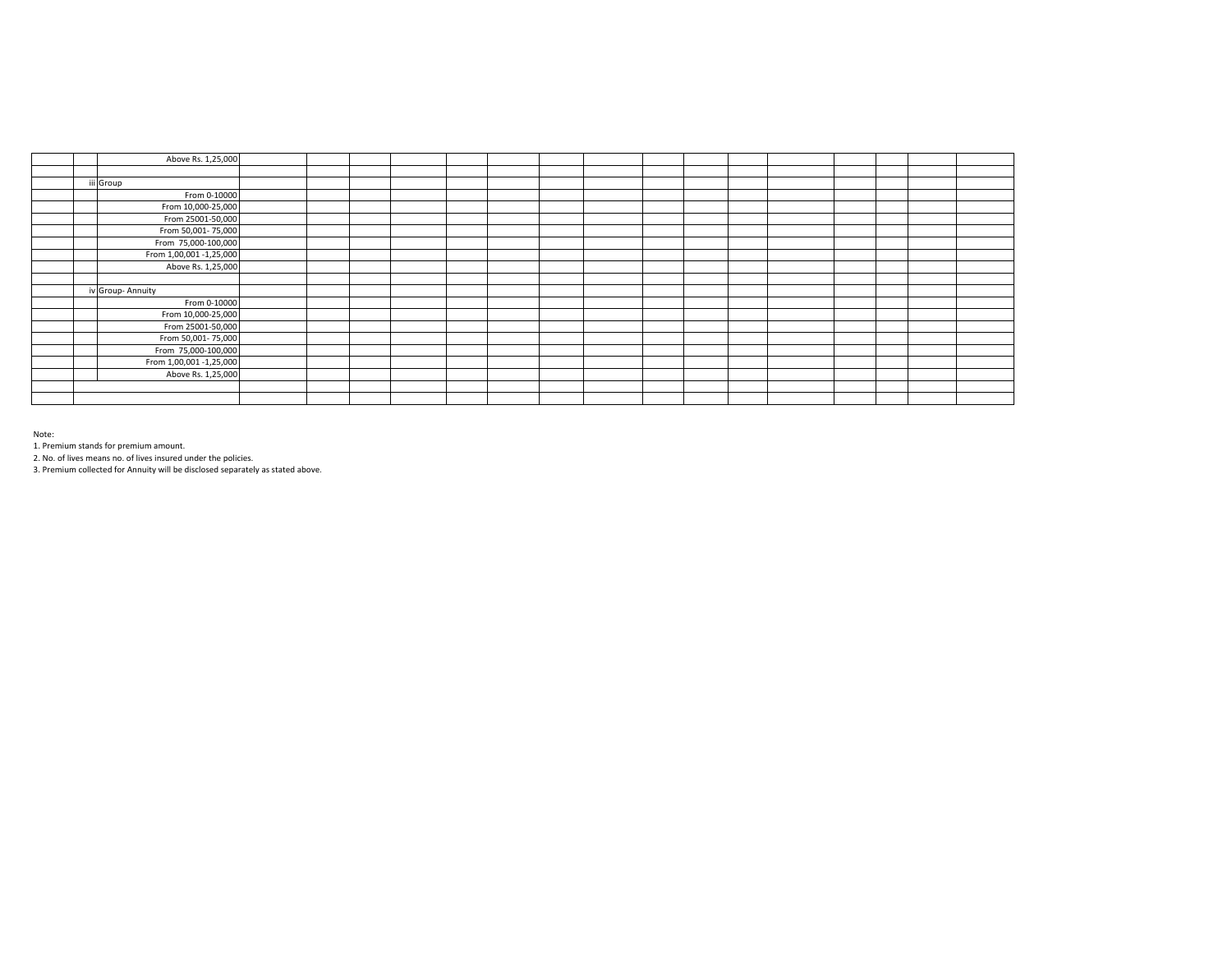| | | | | | | | | | | | | | | | | | |
|---|---|---|---|---|---|---|---|---|---|---|---|---|---|---|---|---|---|
| | | Above Rs. 1,25,000 | | | | | | | | | | | | | | | |
| | | | | | | | | | | | | | | | | | |
| | iii | Group | | | | | | | | | | | | | | | |
| | | From 0-10000 | | | | | | | | | | | | | | | |
| | | From 10,000-25,000 | | | | | | | | | | | | | | | |
| | | From 25001-50,000 | | | | | | | | | | | | | | | |
| | | From 50,001- 75,000 | | | | | | | | | | | | | | | |
| | | From 75,000-100,000 | | | | | | | | | | | | | | | |
| | | From 1,00,001 -1,25,000 | | | | | | | | | | | | | | | |
| | | Above Rs. 1,25,000 | | | | | | | | | | | | | | | |
| | | | | | | | | | | | | | | | | | |
| | iv | Group- Annuity | | | | | | | | | | | | | | | |
| | | From 0-10000 | | | | | | | | | | | | | | | |
| | | From 10,000-25,000 | | | | | | | | | | | | | | | |
| | | From 25001-50,000 | | | | | | | | | | | | | | | |
| | | From 50,001- 75,000 | | | | | | | | | | | | | | | |
| | | From 75,000-100,000 | | | | | | | | | | | | | | | |
| | | From 1,00,001 -1,25,000 | | | | | | | | | | | | | | | |
| | | Above Rs. 1,25,000 | | | | | | | | | | | | | | | |
| | | | | | | | | | | | | | | | | | |
| | | | | | | | | | | | | | | | | | |

Note:

1. Premium stands for premium amount.
2. No. of lives means no. of lives insured under the policies.
3. Premium collected for Annuity will be disclosed separately as stated above.